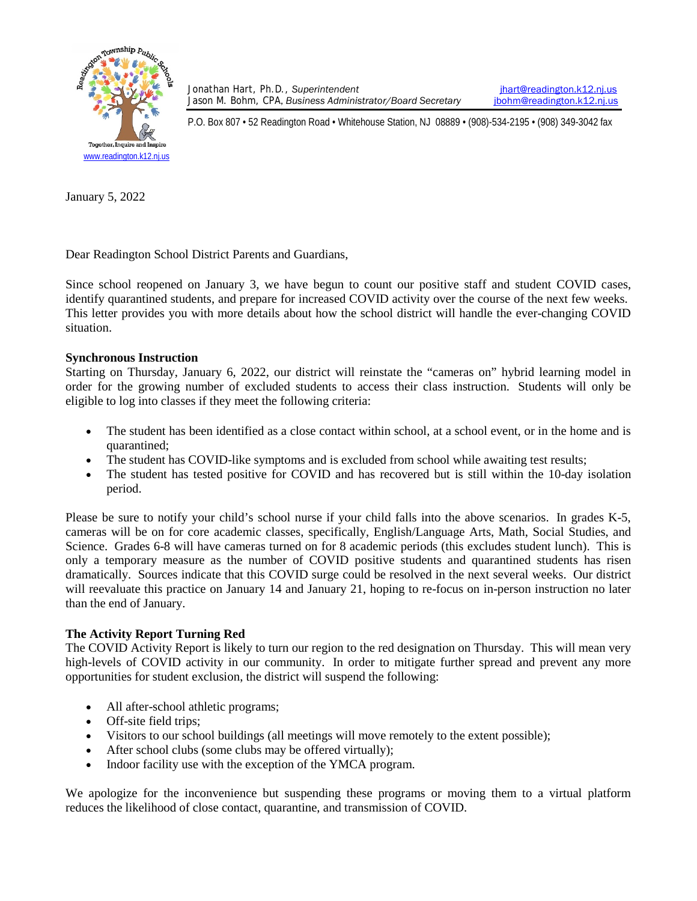Readington Township Public Schools
Together, Inquire and Inspire
www.readington.k12.nj.us

Jonathan Hart, Ph.D., *Superintendent* jhart@readington.k12.nj.us
Jason M. Bohm, CPA, *Business Administrator/Board Secretary* jbohm@readington.k12.nj.us

P.O. Box 807 • 52 Readington Road • Whitehouse Station, NJ 08889 • (908)-534-2195 • (908) 349-3042 fax

January 5, 2022

Dear Readington School District Parents and Guardians,

Since school reopened on January 3, we have begun to count our positive staff and student COVID cases, identify quarantined students, and prepare for increased COVID activity over the course of the next few weeks. This letter provides you with more details about how the school district will handle the ever-changing COVID situation.

**Synchronous Instruction**

Starting on Thursday, January 6, 2022, our district will reinstate the "cameras on" hybrid learning model in order for the growing number of excluded students to access their class instruction. Students will only be eligible to log into classes if they meet the following criteria:

- The student has been identified as a close contact within school, at a school event, or in the home and is quarantined;
- The student has COVID-like symptoms and is excluded from school while awaiting test results;
- The student has tested positive for COVID and has recovered but is still within the 10-day isolation period.

Please be sure to notify your child's school nurse if your child falls into the above scenarios. In grades K-5, cameras will be on for core academic classes, specifically, English/Language Arts, Math, Social Studies, and Science. Grades 6-8 will have cameras turned on for 8 academic periods (this excludes student lunch). This is only a temporary measure as the number of COVID positive students and quarantined students has risen dramatically. Sources indicate that this COVID surge could be resolved in the next several weeks. Our district will reevaluate this practice on January 14 and January 21, hoping to re-focus on in-person instruction no later than the end of January.

**The Activity Report Turning Red**

The COVID Activity Report is likely to turn our region to the red designation on Thursday. This will mean very high-levels of COVID activity in our community. In order to mitigate further spread and prevent any more opportunities for student exclusion, the district will suspend the following:

- All after-school athletic programs;
- Off-site field trips;
- Visitors to our school buildings (all meetings will move remotely to the extent possible);
- After school clubs (some clubs may be offered virtually);
- Indoor facility use with the exception of the YMCA program.

We apologize for the inconvenience but suspending these programs or moving them to a virtual platform reduces the likelihood of close contact, quarantine, and transmission of COVID.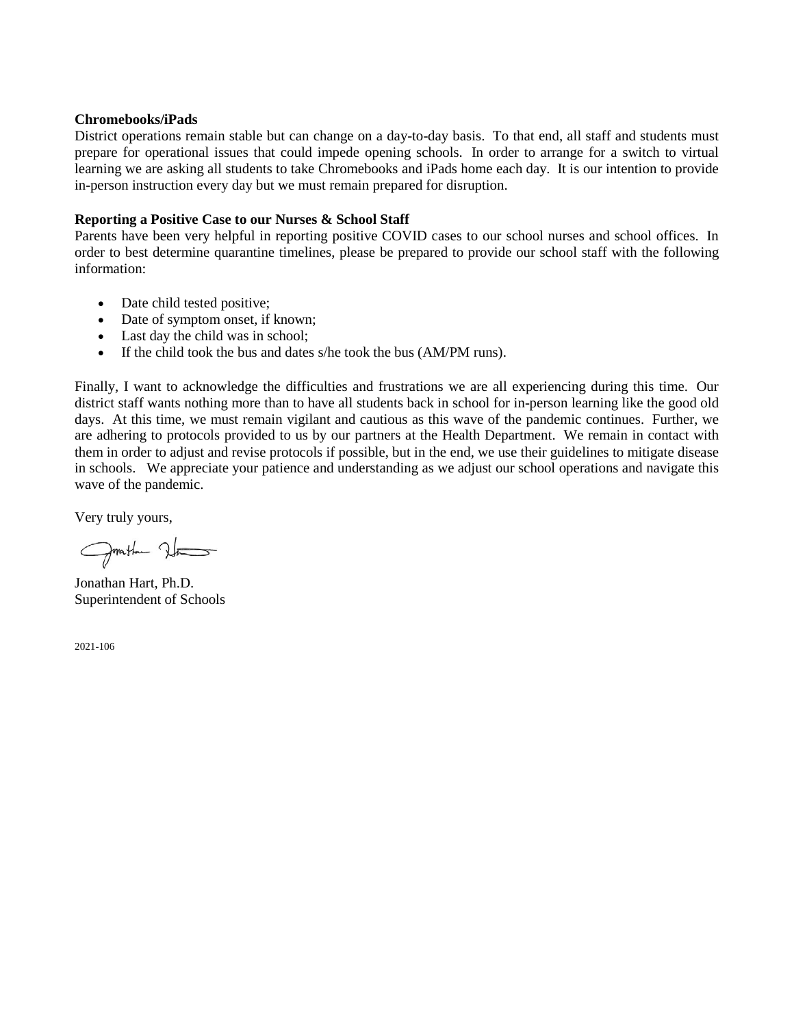**Chromebooks/iPads**

District operations remain stable but can change on a day-to-day basis. To that end, all staff and students must prepare for operational issues that could impede opening schools. In order to arrange for a switch to virtual learning we are asking all students to take Chromebooks and iPads home each day. It is our intention to provide in-person instruction every day but we must remain prepared for disruption.

**Reporting a Positive Case to our Nurses & School Staff**

Parents have been very helpful in reporting positive COVID cases to our school nurses and school offices. In order to best determine quarantine timelines, please be prepared to provide our school staff with the following information:

- Date child tested positive;
- Date of symptom onset, if known;
- Last day the child was in school;
- If the child took the bus and dates s/he took the bus (AM/PM runs).

Finally, I want to acknowledge the difficulties and frustrations we are all experiencing during this time. Our district staff wants nothing more than to have all students back in school for in-person learning like the good old days. At this time, we must remain vigilant and cautious as this wave of the pandemic continues. Further, we are adhering to protocols provided to us by our partners at the Health Department. We remain in contact with them in order to adjust and revise protocols if possible, but in the end, we use their guidelines to mitigate disease in schools. We appreciate your patience and understanding as we adjust our school operations and navigate this wave of the pandemic.

Very truly yours,

Jonathan Hart, Ph.D.
Superintendent of Schools

2021-106